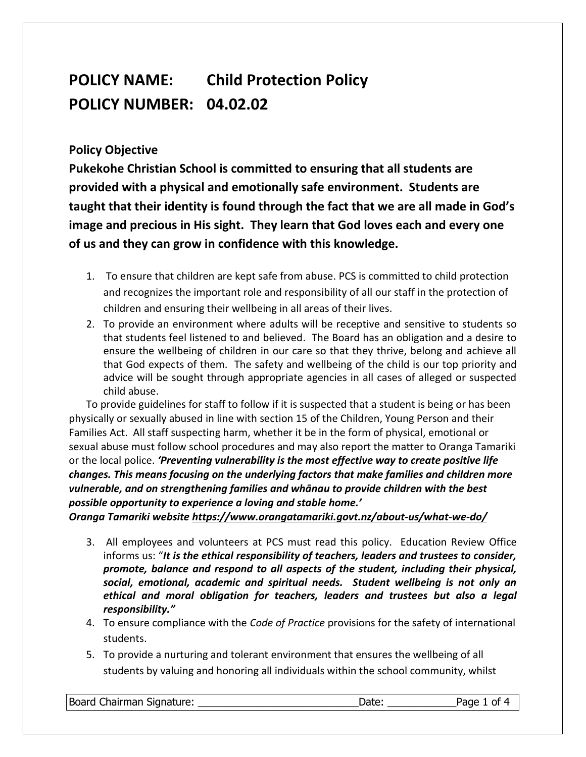# POLICY NAME: Child Protection Policy
# POLICY NUMBER: 04.02.02

## Policy Objective

**Pukekohe Christian School is committed to ensuring that all students are provided with a physical and emotionally safe environment. Students are taught that their identity is found through the fact that we are all made in God's image and precious in His sight. They learn that God loves each and every one of us and they can grow in confidence with this knowledge.**

1. To ensure that children are kept safe from abuse. PCS is committed to child protection and recognizes the important role and responsibility of all our staff in the protection of children and ensuring their wellbeing in all areas of their lives.
2. To provide an environment where adults will be receptive and sensitive to students so that students feel listened to and believed. The Board has an obligation and a desire to ensure the wellbeing of children in our care so that they thrive, belong and achieve all that God expects of them. The safety and wellbeing of the child is our top priority and advice will be sought through appropriate agencies in all cases of alleged or suspected child abuse.

To provide guidelines for staff to follow if it is suspected that a student is being or has been physically or sexually abused in line with section 15 of the Children, Young Person and their Families Act. All staff suspecting harm, whether it be in the form of physical, emotional or sexual abuse must follow school procedures and may also report the matter to Oranga Tamariki or the local police. ***'Preventing vulnerability is the most effective way to create positive life changes. This means focusing on the underlying factors that make families and children more vulnerable, and on strengthening families and whānau to provide children with the best possible opportunity to experience a loving and stable home.'***
***Oranga Tamariki website https://www.orangatamariki.govt.nz/about-us/what-we-do/***

3. All employees and volunteers at PCS must read this policy. Education Review Office informs us: "***It is the ethical responsibility of teachers, leaders and trustees to consider, promote, balance and respond to all aspects of the student, including their physical, social, emotional, academic and spiritual needs. Student wellbeing is not only an ethical and moral obligation for teachers, leaders and trustees but also a legal responsibility."***
4. To ensure compliance with the *Code of Practice* provisions for the safety of international students.
5. To provide a nurturing and tolerant environment that ensures the wellbeing of all students by valuing and honoring all individuals within the school community, whilst

Board Chairman Signature: ___________________________Date: ___________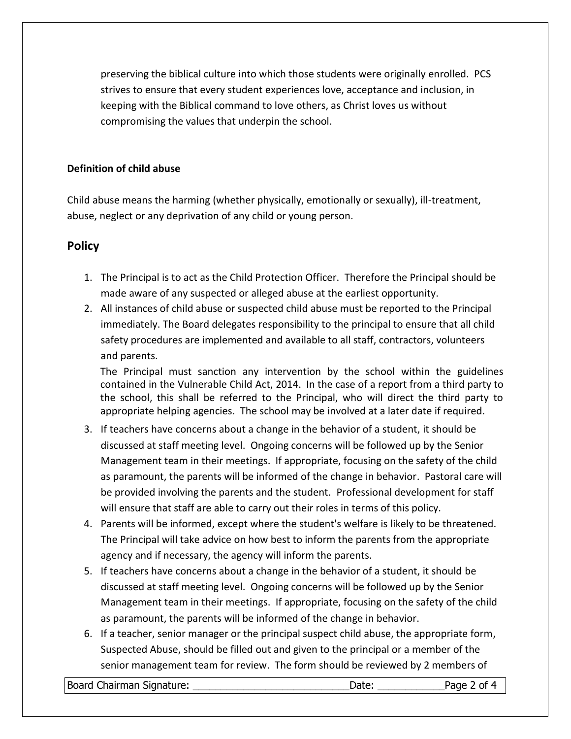preserving the biblical culture into which those students were originally enrolled. PCS strives to ensure that every student experiences love, acceptance and inclusion, in keeping with the Biblical command to love others, as Christ loves us without compromising the values that underpin the school.

**Definition of child abuse**

Child abuse means the harming (whether physically, emotionally or sexually), ill-treatment, abuse, neglect or any deprivation of any child or young person.

## Policy

1. The Principal is to act as the Child Protection Officer. Therefore the Principal should be made aware of any suspected or alleged abuse at the earliest opportunity.
2. All instances of child abuse or suspected child abuse must be reported to the Principal immediately. The Board delegates responsibility to the principal to ensure that all child safety procedures are implemented and available to all staff, contractors, volunteers and parents.

   The Principal must sanction any intervention by the school within the guidelines contained in the Vulnerable Child Act, 2014. In the case of a report from a third party to the school, this shall be referred to the Principal, who will direct the third party to appropriate helping agencies. The school may be involved at a later date if required.
3. If teachers have concerns about a change in the behavior of a student, it should be discussed at staff meeting level. Ongoing concerns will be followed up by the Senior Management team in their meetings. If appropriate, focusing on the safety of the child as paramount, the parents will be informed of the change in behavior. Pastoral care will be provided involving the parents and the student. Professional development for staff will ensure that staff are able to carry out their roles in terms of this policy.
4. Parents will be informed, except where the student's welfare is likely to be threatened. The Principal will take advice on how best to inform the parents from the appropriate agency and if necessary, the agency will inform the parents.
5. If teachers have concerns about a change in the behavior of a student, it should be discussed at staff meeting level. Ongoing concerns will be followed up by the Senior Management team in their meetings. If appropriate, focusing on the safety of the child as paramount, the parents will be informed of the change in behavior.
6. If a teacher, senior manager or the principal suspect child abuse, the appropriate form, Suspected Abuse, should be filled out and given to the principal or a member of the senior management team for review. The form should be reviewed by 2 members of

Board Chairman Signature: ___________________________Date: ____________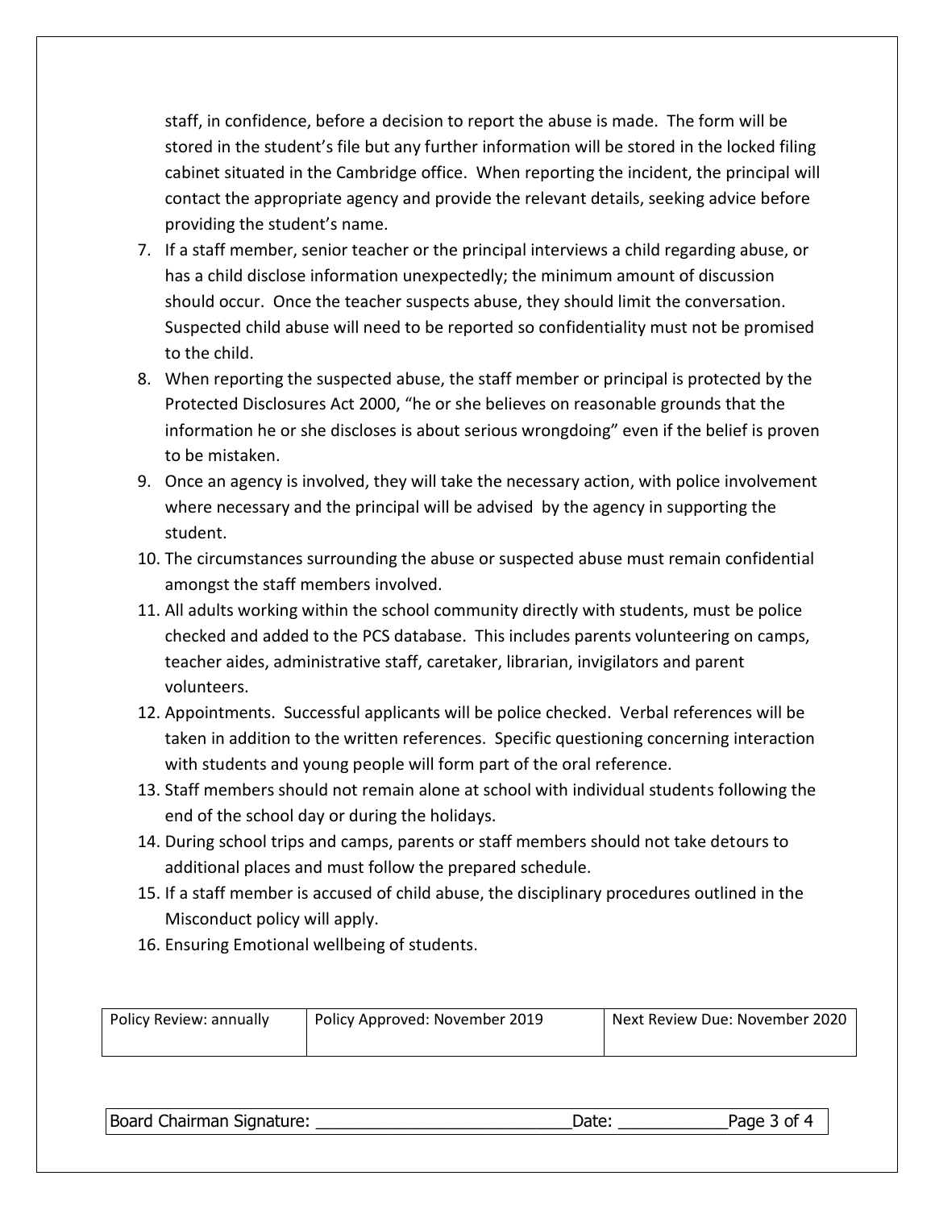staff, in confidence, before a decision to report the abuse is made. The form will be stored in the student's file but any further information will be stored in the locked filing cabinet situated in the Cambridge office. When reporting the incident, the principal will contact the appropriate agency and provide the relevant details, seeking advice before providing the student's name.

7. If a staff member, senior teacher or the principal interviews a child regarding abuse, or has a child disclose information unexpectedly; the minimum amount of discussion should occur. Once the teacher suspects abuse, they should limit the conversation. Suspected child abuse will need to be reported so confidentiality must not be promised to the child.
8. When reporting the suspected abuse, the staff member or principal is protected by the Protected Disclosures Act 2000, "he or she believes on reasonable grounds that the information he or she discloses is about serious wrongdoing" even if the belief is proven to be mistaken.
9. Once an agency is involved, they will take the necessary action, with police involvement where necessary and the principal will be advised by the agency in supporting the student.
10. The circumstances surrounding the abuse or suspected abuse must remain confidential amongst the staff members involved.
11. All adults working within the school community directly with students, must be police checked and added to the PCS database. This includes parents volunteering on camps, teacher aides, administrative staff, caretaker, librarian, invigilators and parent volunteers.
12. Appointments. Successful applicants will be police checked. Verbal references will be taken in addition to the written references. Specific questioning concerning interaction with students and young people will form part of the oral reference.
13. Staff members should not remain alone at school with individual students following the end of the school day or during the holidays.
14. During school trips and camps, parents or staff members should not take detours to additional places and must follow the prepared schedule.
15. If a staff member is accused of child abuse, the disciplinary procedures outlined in the Misconduct policy will apply.
16. Ensuring Emotional wellbeing of students.

| Policy Review: annually | Policy Approved: November 2019 | Next Review Due: November 2020 |
|---|---|---|

Board Chairman Signature: ___________________________ Date: ___________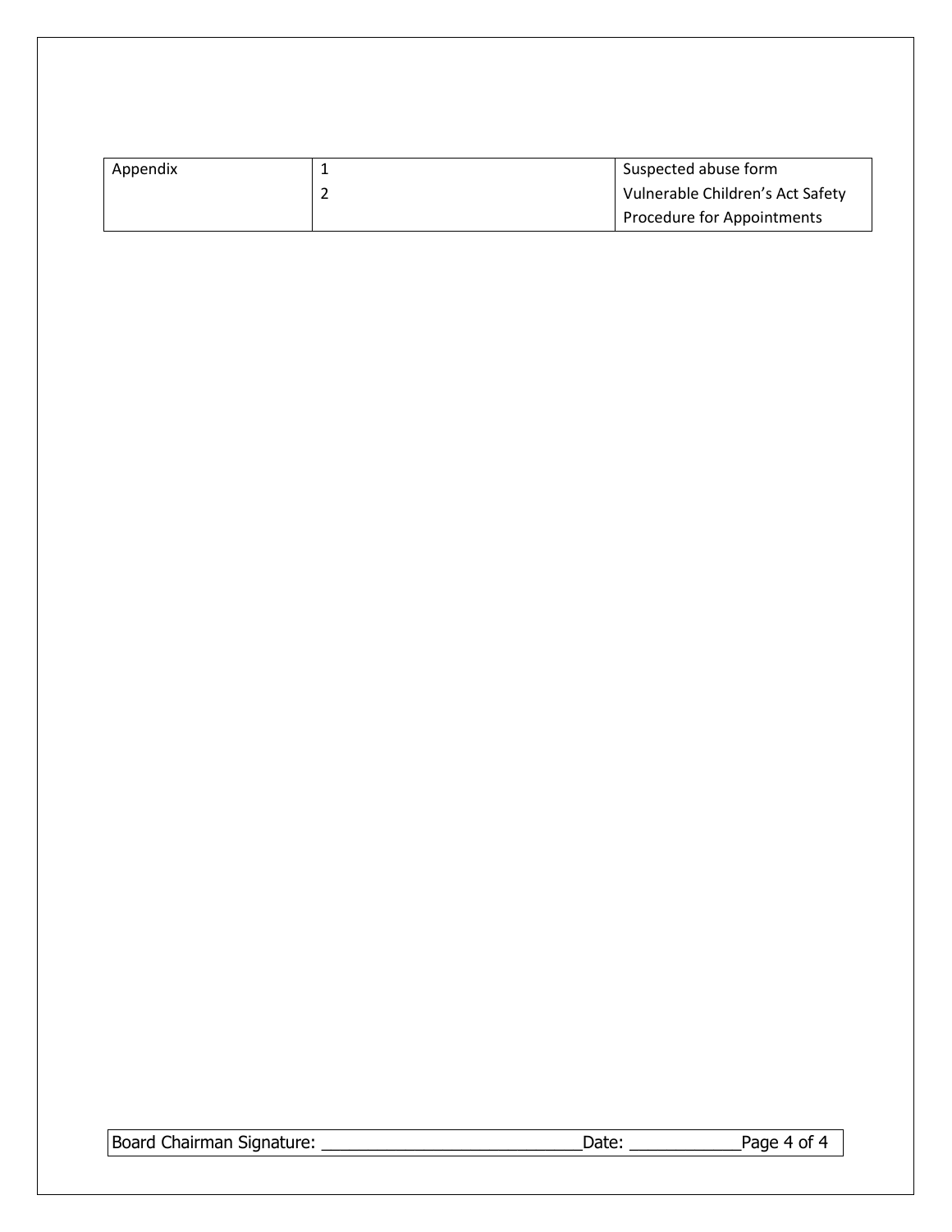| | | |
|---|---|---|
| Appendix | 1 | Suspected abuse form |
| | 2 | Vulnerable Children's Act Safety Procedure for Appointments |